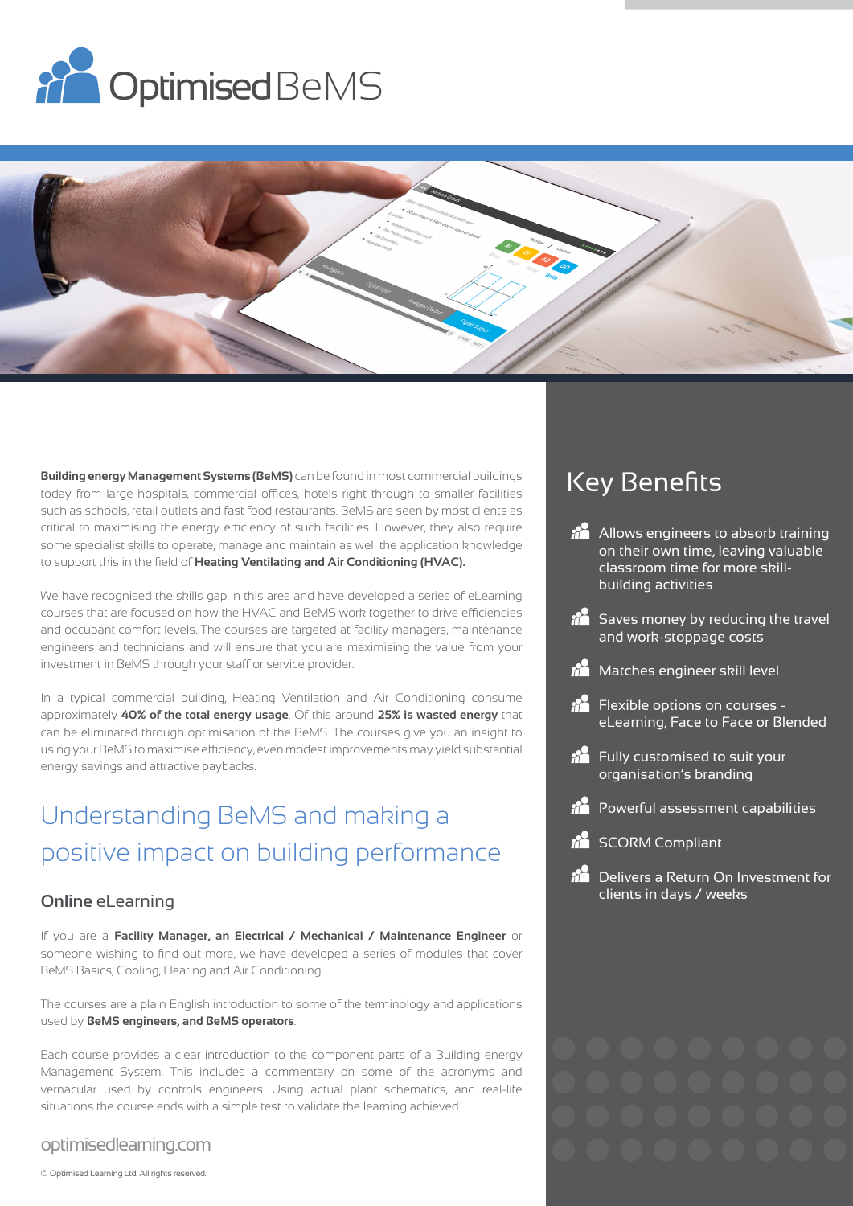# Optimised BeMS

**Building energy Management Systems (BeMS)** can be found in most commercial buildings today from large hospitals, commercial offices, hotels right through to smaller facilities such as schools, retail outlets and fast food restaurants. BeMS are seen by most clients as critical to maximising the energy efficiency of such facilities. However, they also require some specialist skills to operate, manage and maintain as well the application knowledge to support this in the field of **Heating Ventilating and Air Conditioning (HVAC).**

We have recognised the skills gap in this area and have developed a series of eLearning courses that are focused on how the HVAC and BeMS work together to drive efficiencies and occupant comfort levels. The courses are targeted at facility managers, maintenance engineers and technicians and will ensure that you are maximising the value from your investment in BeMS through your staff or service provider.

In a typical commercial building, Heating Ventilation and Air Conditioning consume approximately **40% of the total energy usage**. Of this around **25% is wasted energy** that can be eliminated through optimisation of the BeMS. The courses give you an insight to using your BeMS to maximise efficiency, even modest improvements may yield substantial energy savings and attractive paybacks.

## Understanding BeMS and making a positive impact on building performance

### **Online** eLearning

If you are a **Facility Manager, an Electrical / Mechanical / Maintenance Engineer** or someone wishing to find out more, we have developed a series of modules that cover BeMS Basics, Cooling, Heating and Air Conditioning.

The courses are a plain English introduction to some of the terminology and applications used by **BeMS engineers, and BeMS operators**.

Each course provides a clear introduction to the component parts of a Building energy Management System. This includes a commentary on some of the acronyms and vernacular used by controls engineers. Using actual plant schematics, and real-life situations the course ends with a simple test to validate the learning achieved.

optimisedlearning.com

© Optimised Learning Ltd. All rights reserved.

## Key Benefits

- Allows engineers to absorb training on their own time, leaving valuable classroom time for more skill-building activities
- Saves money by reducing the travel and work-stoppage costs
- Matches engineer skill level
- Flexible options on courses - eLearning, Face to Face or Blended
- Fully customised to suit your organisation's branding
- Powerful assessment capabilities
- SCORM Compliant
- Delivers a Return On Investment for clients in days / weeks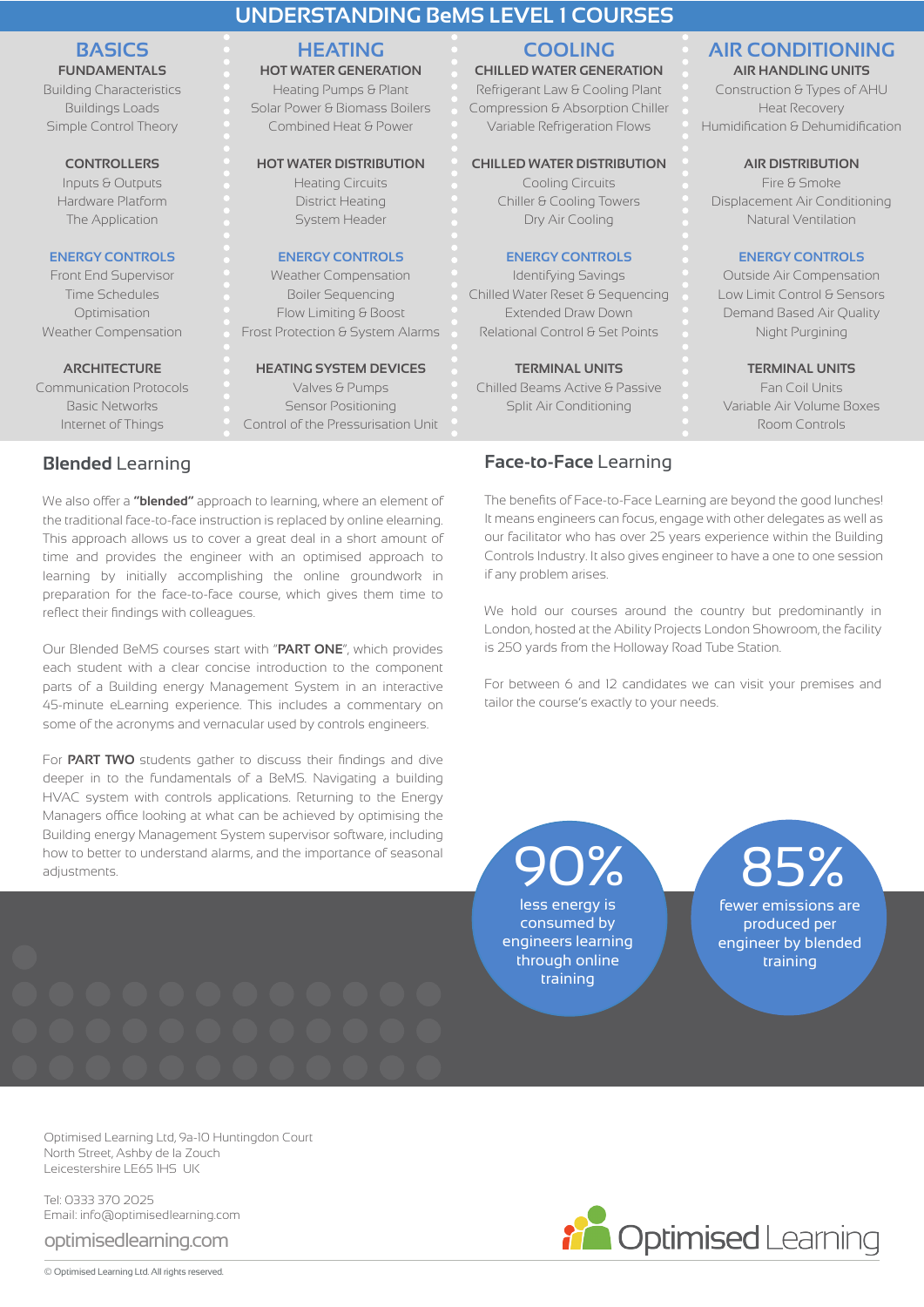# UNDERSTANDING BeMS LEVEL 1 COURSES

## BASICS

### FUNDAMENTALS
Building Characteristics
Buildings Loads
Simple Control Theory

### CONTROLLERS
Inputs & Outputs
Hardware Platform
The Application

### ENERGY CONTROLS
Front End Supervisor
Time Schedules
Optimisation
Weather Compensation

### ARCHITECTURE
Communication Protocols
Basic Networks
Internet of Things

## HEATING

### HOT WATER GENERATION
Heating Pumps & Plant
Solar Power & Biomass Boilers
Combined Heat & Power

### HOT WATER DISTRIBUTION
Heating Circuits
District Heating
System Header

### ENERGY CONTROLS
Weather Compensation
Boiler Sequencing
Flow Limiting & Boost
Frost Protection & System Alarms

### HEATING SYSTEM DEVICES
Valves & Pumps
Sensor Positioning
Control of the Pressurisation Unit

## COOLING

### CHILLED WATER GENERATION
Refrigerant Law & Cooling Plant
Compression & Absorption Chiller
Variable Refrigeration Flows

### CHILLED WATER DISTRIBUTION
Cooling Circuits
Chiller & Cooling Towers
Dry Air Cooling

### ENERGY CONTROLS
Identifying Savings
Chilled Water Reset & Sequencing
Extended Draw Down
Relational Control & Set Points

### TERMINAL UNITS
Chilled Beams Active & Passive
Split Air Conditioning

## AIR CONDITIONING

### AIR HANDLING UNITS
Construction & Types of AHU
Heat Recovery
Humidification & Dehumidification

### AIR DISTRIBUTION
Fire & Smoke
Displacement Air Conditioning
Natural Ventilation

### ENERGY CONTROLS
Outside Air Compensation
Low Limit Control & Sensors
Demand Based Air Quality
Night Purgining

### TERMINAL UNITS
Fan Coil Units
Variable Air Volume Boxes
Room Controls

## **Blended** Learning

We also offer a **"blended"** approach to learning, where an element of the traditional face-to-face instruction is replaced by online elearning. This approach allows us to cover a great deal in a short amount of time and provides the engineer with an optimised approach to learning by initially accomplishing the online groundwork in preparation for the face-to-face course, which gives them time to reflect their findings with colleagues.

Our Blended BeMS courses start with "**PART ONE**", which provides each student with a clear concise introduction to the component parts of a Building energy Management System in an interactive 45-minute eLearning experience. This includes a commentary on some of the acronyms and vernacular used by controls engineers.

For **PART TWO** students gather to discuss their findings and dive deeper in to the fundamentals of a BeMS. Navigating a building HVAC system with controls applications. Returning to the Energy Managers office looking at what can be achieved by optimising the Building energy Management System supervisor software, including how to better to understand alarms, and the importance of seasonal adjustments.

## **Face-to-Face** Learning

The benefits of Face-to-Face Learning are beyond the good lunches! It means engineers can focus, engage with other delegates as well as our facilitator who has over 25 years experience within the Building Controls Industry. It also gives engineer to have a one to one session if any problem arises.

We hold our courses around the country but predominantly in London, hosted at the Ability Projects London Showroom, the facility is 250 yards from the Holloway Road Tube Station.

For between 6 and 12 candidates we can visit your premises and tailor the course's exactly to your needs.

**90%** less energy is consumed by engineers learning through online training

**85%** fewer emissions are produced per engineer by blended training

Optimised Learning Ltd, 9a-10 Huntingdon Court
North Street, Ashby de la Zouch
Leicestershire LE65 1HS UK

Tel: 0333 370 2025
Email: info@optimisedlearning.com

optimisedlearning.com

Optimised Learning

© Optimised Learning Ltd. All rights reserved.